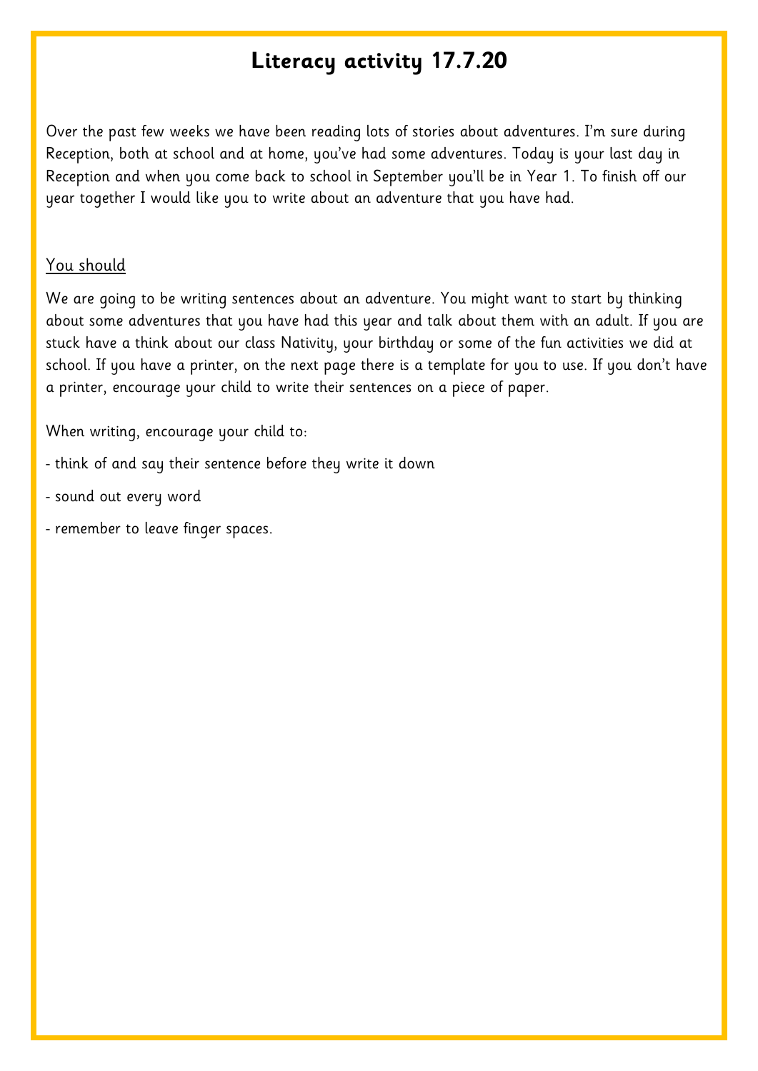# Literacy activity 17.7.20

Over the past few weeks we have been reading lots of stories about adventures. I'm sure during Reception, both at school and at home, you've had some adventures. Today is your last day in Reception and when you come back to school in September you'll be in Year 1. To finish off our year together I would like you to write about an adventure that you have had.

<u>You should</u>

We are going to be writing sentences about an adventure. You might want to start by thinking about some adventures that you have had this year and talk about them with an adult. If you are stuck have a think about our class Nativity, your birthday or some of the fun activities we did at school. If you have a printer, on the next page there is a template for you to use. If you don't have a printer, encourage your child to write their sentences on a piece of paper.

When writing, encourage your child to:

- think of and say their sentence before they write it down
- sound out every word
- remember to leave finger spaces.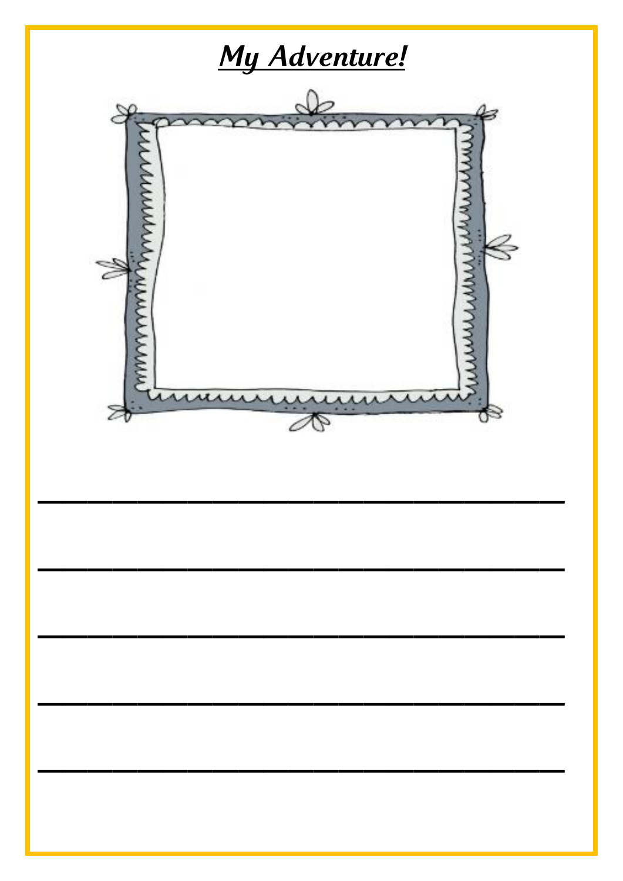# ***My Adventure!***